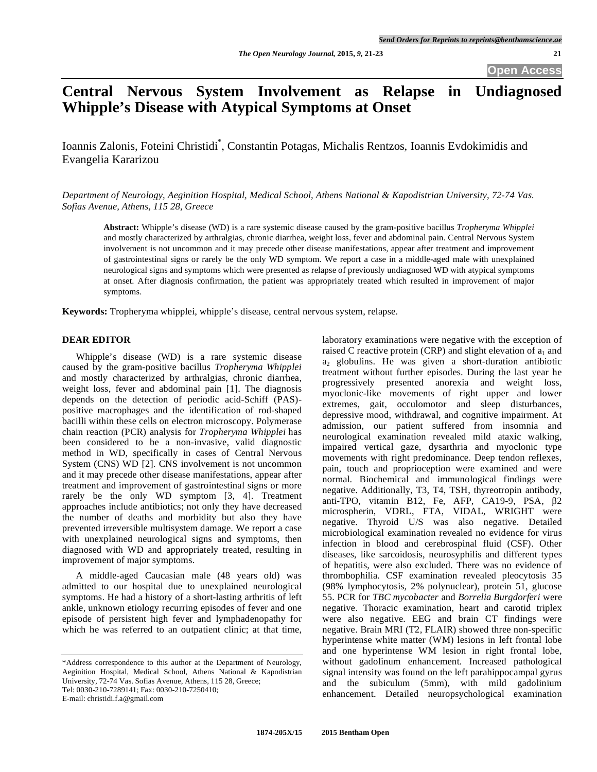# Central Nervous System Involvement as Relapse in Undiagnosed Whipple's Disease with Atypical Symptoms at Onset

Ioannis Zalonis, Foteini Christidi*, Constantin Potagas, Michalis Rentzos, Ioannis Evdokimidis and Evangelia Kararizou

*Department of Neurology, Aeginition Hospital, Medical School, Athens National & Kapodistrian University, 72-74 Vas. Sofias Avenue, Athens, 115 28, Greece*

**Abstract:** Whipple's disease (WD) is a rare systemic disease caused by the gram-positive bacillus *Tropheryma Whipplei* and mostly characterized by arthralgias, chronic diarrhea, weight loss, fever and abdominal pain. Central Nervous System involvement is not uncommon and it may precede other disease manifestations, appear after treatment and improvement of gastrointestinal signs or rarely be the only WD symptom. We report a case in a middle-aged male with unexplained neurological signs and symptoms which were presented as relapse of previously undiagnosed WD with atypical symptoms at onset. After diagnosis confirmation, the patient was appropriately treated which resulted in improvement of major symptoms.

**Keywords:** Tropheryma whipplei, whipple's disease, central nervous system, relapse.

## DEAR EDITOR

Whipple's disease (WD) is a rare systemic disease caused by the gram-positive bacillus *Tropheryma Whipplei* and mostly characterized by arthralgias, chronic diarrhea, weight loss, fever and abdominal pain [1]. The diagnosis depends on the detection of periodic acid-Schiff (PAS)-positive macrophages and the identification of rod-shaped bacilli within these cells on electron microscopy. Polymerase chain reaction (PCR) analysis for *Tropheryma Whipplei* has been considered to be a non-invasive, valid diagnostic method in WD, specifically in cases of Central Nervous System (CNS) WD [2]. CNS involvement is not uncommon and it may precede other disease manifestations, appear after treatment and improvement of gastrointestinal signs or more rarely be the only WD symptom [3, 4]. Treatment approaches include antibiotics; not only they have decreased the number of deaths and morbidity but also they have prevented irreversible multisystem damage. We report a case with unexplained neurological signs and symptoms, then diagnosed with WD and appropriately treated, resulting in improvement of major symptoms.

A middle-aged Caucasian male (48 years old) was admitted to our hospital due to unexplained neurological symptoms. He had a history of a short-lasting arthritis of left ankle, unknown etiology recurring episodes of fever and one episode of persistent high fever and lymphadenopathy for which he was referred to an outpatient clinic; at that time, laboratory examinations were negative with the exception of raised C reactive protein (CRP) and slight elevation of $a_1$ and $a_2$ globulins. He was given a short-duration antibiotic treatment without further episodes. During the last year he progressively presented anorexia and weight loss, myoclonic-like movements of right upper and lower extremes, gait, occulomotor and sleep disturbances, depressive mood, withdrawal, and cognitive impairment. At admission, our patient suffered from insomnia and neurological examination revealed mild ataxic walking, impaired vertical gaze, dysarthria and myoclonic type movements with right predominance. Deep tendon reflexes, pain, touch and proprioception were examined and were normal. Biochemical and immunological findings were negative. Additionally, T3, T4, TSH, thyreotropin antibody, anti-TPO, vitamin B12, Fe, AFP, CA19-9, PSA, $\beta 2$ microspherin, VDRL, FTA, VIDAL, WRIGHT were negative. Thyroid U/S was also negative. Detailed microbiological examination revealed no evidence for virus infection in blood and cerebrospinal fluid (CSF). Other diseases, like sarcoidosis, neurosyphilis and different types of hepatitis, were also excluded. There was no evidence of thrombophilia. CSF examination revealed pleocytosis 35 (98% lymphocytosis, 2% polynuclear), protein 51, glucose 55. PCR for *TBC mycobacter* and *Borrelia Burgdorferi* were negative. Thoracic examination, heart and carotid triplex were also negative. EEG and brain CT findings were negative. Brain MRI (T2, FLAIR) showed three non-specific hyperintense white matter (WM) lesions in left frontal lobe and one hyperintense WM lesion in right frontal lobe, without gadolinum enhancement. Increased pathological signal intensity was found on the left parahippocampal gyrus and the subiculum (5mm), with mild gadolinium enhancement. Detailed neuropsychological examination

*Address correspondence to this author at the Department of Neurology, Aeginition Hospital, Medical School, Athens National & Kapodistrian University, 72-74 Vas. Sofias Avenue, Athens, 115 28, Greece; Tel: 0030-210-7289141; Fax: 0030-210-7250410; E-mail: christidi.f.a@gmail.com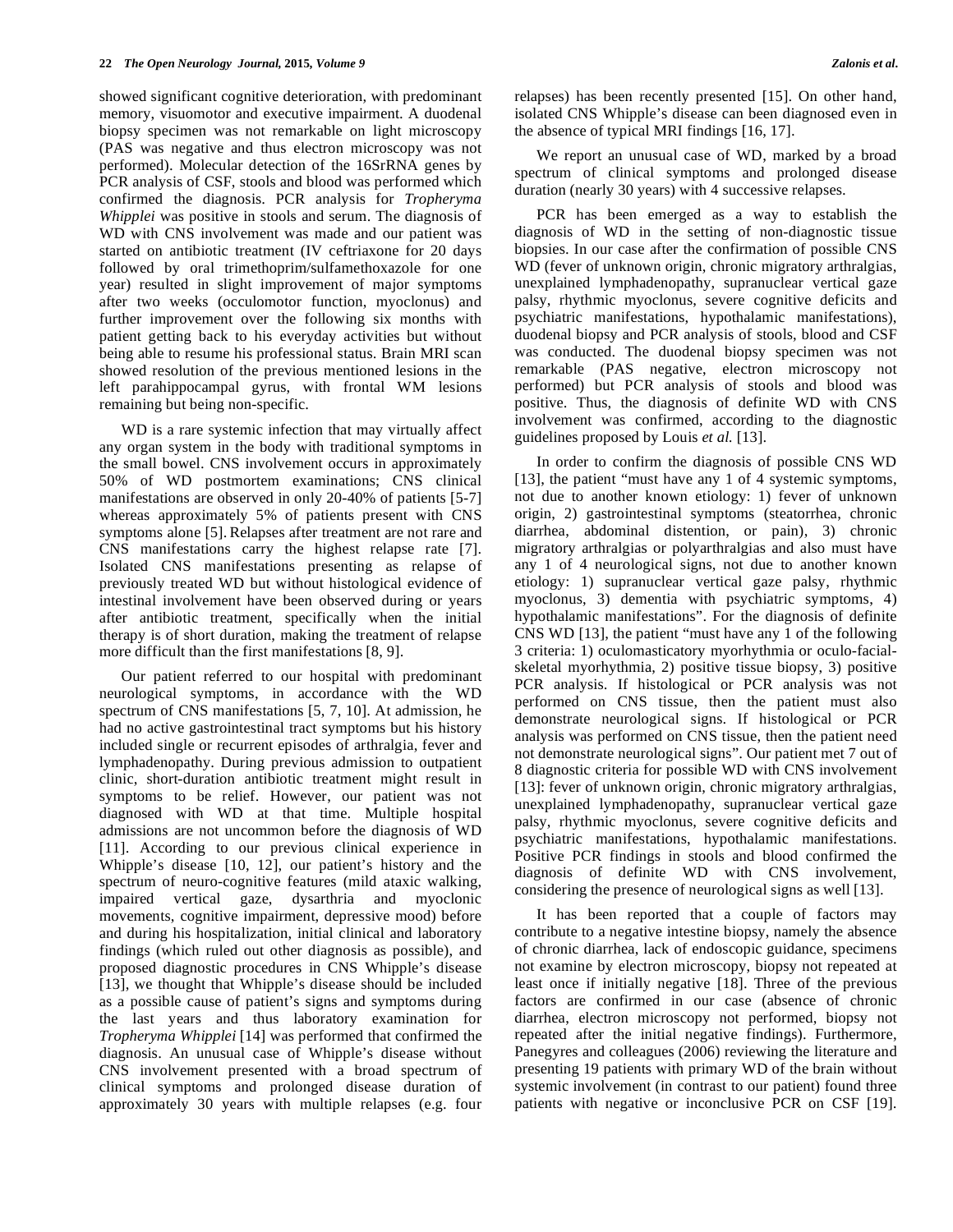showed significant cognitive deterioration, with predominant memory, visuomotor and executive impairment. A duodenal biopsy specimen was not remarkable on light microscopy (PAS was negative and thus electron microscopy was not performed). Molecular detection of the 16SrRNA genes by PCR analysis of CSF, stools and blood was performed which confirmed the diagnosis. PCR analysis for *Tropheryma Whipplei* was positive in stools and serum. The diagnosis of WD with CNS involvement was made and our patient was started on antibiotic treatment (IV ceftriaxone for 20 days followed by oral trimethoprim/sulfamethoxazole for one year) resulted in slight improvement of major symptoms after two weeks (occulomotor function, myoclonus) and further improvement over the following six months with patient getting back to his everyday activities but without being able to resume his professional status. Brain MRI scan showed resolution of the previous mentioned lesions in the left parahippocampal gyrus, with frontal WM lesions remaining but being non-specific.

WD is a rare systemic infection that may virtually affect any organ system in the body with traditional symptoms in the small bowel. CNS involvement occurs in approximately 50% of WD postmortem examinations; CNS clinical manifestations are observed in only 20-40% of patients [5-7] whereas approximately 5% of patients present with CNS symptoms alone [5]. Relapses after treatment are not rare and CNS manifestations carry the highest relapse rate [7]. Isolated CNS manifestations presenting as relapse of previously treated WD but without histological evidence of intestinal involvement have been observed during or years after antibiotic treatment, specifically when the initial therapy is of short duration, making the treatment of relapse more difficult than the first manifestations [8, 9].

Our patient referred to our hospital with predominant neurological symptoms, in accordance with the WD spectrum of CNS manifestations [5, 7, 10]. At admission, he had no active gastrointestinal tract symptoms but his history included single or recurrent episodes of arthralgia, fever and lymphadenopathy. During previous admission to outpatient clinic, short-duration antibiotic treatment might result in symptoms to be relief. However, our patient was not diagnosed with WD at that time. Multiple hospital admissions are not uncommon before the diagnosis of WD [11]. According to our previous clinical experience in Whipple's disease [10, 12], our patient's history and the spectrum of neuro-cognitive features (mild ataxic walking, impaired vertical gaze, dysarthria and myoclonic movements, cognitive impairment, depressive mood) before and during his hospitalization, initial clinical and laboratory findings (which ruled out other diagnosis as possible), and proposed diagnostic procedures in CNS Whipple's disease [13], we thought that Whipple's disease should be included as a possible cause of patient's signs and symptoms during the last years and thus laboratory examination for *Tropheryma Whipplei* [14] was performed that confirmed the diagnosis. An unusual case of Whipple's disease without CNS involvement presented with a broad spectrum of clinical symptoms and prolonged disease duration of approximately 30 years with multiple relapses (e.g. four relapses) has been recently presented [15]. On other hand, isolated CNS Whipple's disease can been diagnosed even in the absence of typical MRI findings [16, 17].

We report an unusual case of WD, marked by a broad spectrum of clinical symptoms and prolonged disease duration (nearly 30 years) with 4 successive relapses.

PCR has been emerged as a way to establish the diagnosis of WD in the setting of non-diagnostic tissue biopsies. In our case after the confirmation of possible CNS WD (fever of unknown origin, chronic migratory arthralgias, unexplained lymphadenopathy, supranuclear vertical gaze palsy, rhythmic myoclonus, severe cognitive deficits and psychiatric manifestations, hypothalamic manifestations), duodenal biopsy and PCR analysis of stools, blood and CSF was conducted. The duodenal biopsy specimen was not remarkable (PAS negative, electron microscopy not performed) but PCR analysis of stools and blood was positive. Thus, the diagnosis of definite WD with CNS involvement was confirmed, according to the diagnostic guidelines proposed by Louis *et al.* [13].

In order to confirm the diagnosis of possible CNS WD [13], the patient "must have any 1 of 4 systemic symptoms, not due to another known etiology: 1) fever of unknown origin, 2) gastrointestinal symptoms (steatorrhea, chronic diarrhea, abdominal distention, or pain), 3) chronic migratory arthralgias or polyarthralgias and also must have any 1 of 4 neurological signs, not due to another known etiology: 1) supranuclear vertical gaze palsy, rhythmic myoclonus, 3) dementia with psychiatric symptoms, 4) hypothalamic manifestations". For the diagnosis of definite CNS WD [13], the patient "must have any 1 of the following 3 criteria: 1) oculomasticatory myorhythmia or oculo-facial-skeletal myorhythmia, 2) positive tissue biopsy, 3) positive PCR analysis. If histological or PCR analysis was not performed on CNS tissue, then the patient must also demonstrate neurological signs. If histological or PCR analysis was performed on CNS tissue, then the patient need not demonstrate neurological signs". Our patient met 7 out of 8 diagnostic criteria for possible WD with CNS involvement [13]: fever of unknown origin, chronic migratory arthralgias, unexplained lymphadenopathy, supranuclear vertical gaze palsy, rhythmic myoclonus, severe cognitive deficits and psychiatric manifestations, hypothalamic manifestations. Positive PCR findings in stools and blood confirmed the diagnosis of definite WD with CNS involvement, considering the presence of neurological signs as well [13].

It has been reported that a couple of factors may contribute to a negative intestine biopsy, namely the absence of chronic diarrhea, lack of endoscopic guidance, specimens not examine by electron microscopy, biopsy not repeated at least once if initially negative [18]. Three of the previous factors are confirmed in our case (absence of chronic diarrhea, electron microscopy not performed, biopsy not repeated after the initial negative findings). Furthermore, Panegyres and colleagues (2006) reviewing the literature and presenting 19 patients with primary WD of the brain without systemic involvement (in contrast to our patient) found three patients with negative or inconclusive PCR on CSF [19].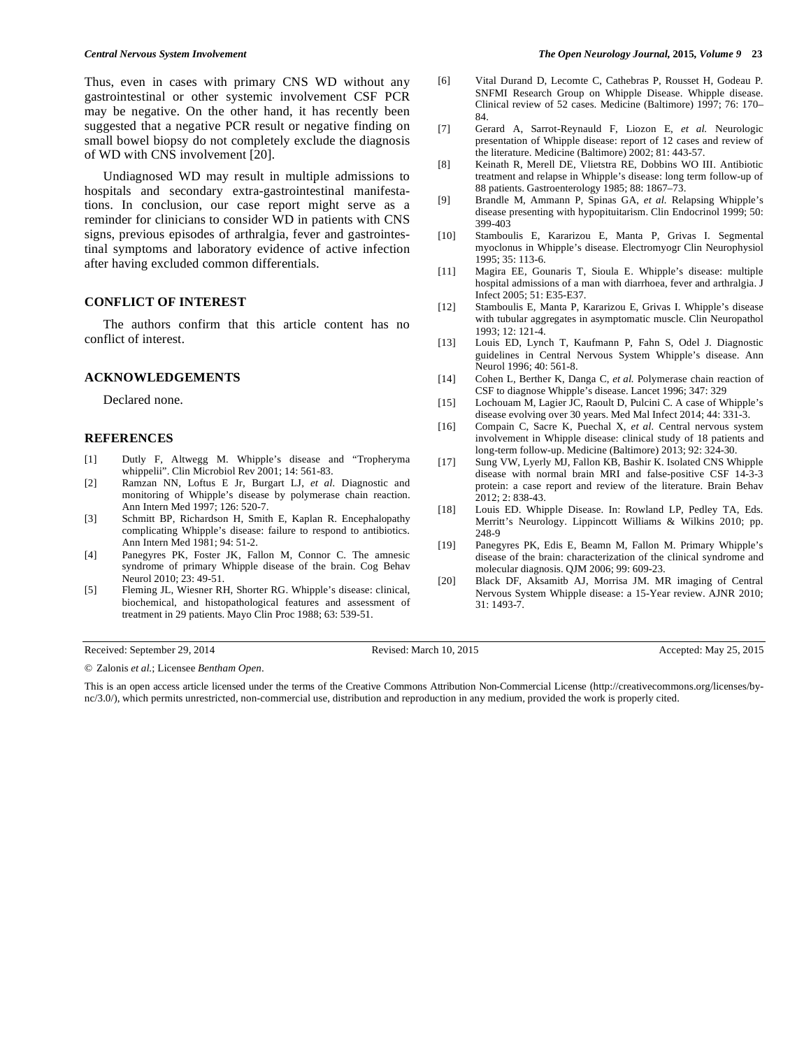Thus, even in cases with primary CNS WD without any gastrointestinal or other systemic involvement CSF PCR may be negative. On the other hand, it has recently been suggested that a negative PCR result or negative finding on small bowel biopsy do not completely exclude the diagnosis of WD with CNS involvement [20].

Undiagnosed WD may result in multiple admissions to hospitals and secondary extra-gastrointestinal manifestations. In conclusion, our case report might serve as a reminder for clinicians to consider WD in patients with CNS signs, previous episodes of arthralgia, fever and gastrointestinal symptoms and laboratory evidence of active infection after having excluded common differentials.

## CONFLICT OF INTEREST

The authors confirm that this article content has no conflict of interest.

## ACKNOWLEDGEMENTS

Declared none.

## REFERENCES

[1] Dutly F, Altwegg M. Whipple's disease and "Tropheryma whippelii". Clin Microbiol Rev 2001; 14: 561-83.

[2] Ramzan NN, Loftus E Jr, Burgart LJ, *et al.* Diagnostic and monitoring of Whipple's disease by polymerase chain reaction. Ann Intern Med 1997; 126: 520-7.

[3] Schmitt BP, Richardson H, Smith E, Kaplan R. Encephalopathy complicating Whipple's disease: failure to respond to antibiotics. Ann Intern Med 1981; 94: 51-2.

[4] Panegyres PK, Foster JK, Fallon M, Connor C. The amnesic syndrome of primary Whipple disease of the brain. Cog Behav Neurol 2010; 23: 49-51.

[5] Fleming JL, Wiesner RH, Shorter RG. Whipple's disease: clinical, biochemical, and histopathological features and assessment of treatment in 29 patients. Mayo Clin Proc 1988; 63: 539-51.

[6] Vital Durand D, Lecomte C, Cathebras P, Rousset H, Godeau P. SNFMI Research Group on Whipple Disease. Whipple disease. Clinical review of 52 cases. Medicine (Baltimore) 1997; 76: 170–84.

[7] Gerard A, Sarrot-Reynauld F, Liozon E, *et al.* Neurologic presentation of Whipple disease: report of 12 cases and review of the literature. Medicine (Baltimore) 2002; 81: 443-57.

[8] Keinath R, Merell DE, Vlietstra RE, Dobbins WO III. Antibiotic treatment and relapse in Whipple's disease: long term follow-up of 88 patients. Gastroenterology 1985; 88: 1867–73.

[9] Brandle M, Ammann P, Spinas GA, *et al.* Relapsing Whipple's disease presenting with hypopituitarism. Clin Endocrinol 1999; 50: 399-403

[10] Stamboulis E, Kararizou E, Manta P, Grivas I. Segmental myoclonus in Whipple's disease. Electromyogr Clin Neurophysiol 1995; 35: 113-6.

[11] Magira EE, Gounaris T, Sioula E. Whipple's disease: multiple hospital admissions of a man with diarrhoea, fever and arthralgia. J Infect 2005; 51: E35-E37.

[12] Stamboulis E, Manta P, Kararizou E, Grivas I. Whipple's disease with tubular aggregates in asymptomatic muscle. Clin Neuropathol 1993; 12: 121-4.

[13] Louis ED, Lynch T, Kaufmann P, Fahn S, Odel J. Diagnostic guidelines in Central Nervous System Whipple's disease. Ann Neurol 1996; 40: 561-8.

[14] Cohen L, Berther K, Danga C, *et al.* Polymerase chain reaction of CSF to diagnose Whipple's disease. Lancet 1996; 347: 329

[15] Lochouam M, Lagier JC, Raoult D, Pulcini C. A case of Whipple's disease evolving over 30 years. Med Mal Infect 2014; 44: 331-3.

[16] Compain C, Sacre K, Puechal X, *et al.* Central nervous system involvement in Whipple disease: clinical study of 18 patients and long-term follow-up. Medicine (Baltimore) 2013; 92: 324-30.

[17] Sung VW, Lyerly MJ, Fallon KB, Bashir K. Isolated CNS Whipple disease with normal brain MRI and false-positive CSF 14-3-3 protein: a case report and review of the literature. Brain Behav 2012; 2: 838-43.

[18] Louis ED. Whipple Disease. In: Rowland LP, Pedley TA, Eds. Merritt's Neurology. Lippincott Williams & Wilkins 2010; pp. 248-9

[19] Panegyres PK, Edis E, Beamn M, Fallon M. Primary Whipple's disease of the brain: characterization of the clinical syndrome and molecular diagnosis. QJM 2006; 99: 609-23.

[20] Black DF, Aksamitb AJ, Morrisa JM. MR imaging of Central Nervous System Whipple disease: a 15-Year review. AJNR 2010; 31: 1493-7.

Received: September 29, 2014 Revised: March 10, 2015 Accepted: May 25, 2015

© Zalonis *et al.*; Licensee *Bentham Open*.

This is an open access article licensed under the terms of the Creative Commons Attribution Non-Commercial License (http://creativecommons.org/licenses/by-nc/3.0/), which permits unrestricted, non-commercial use, distribution and reproduction in any medium, provided the work is properly cited.